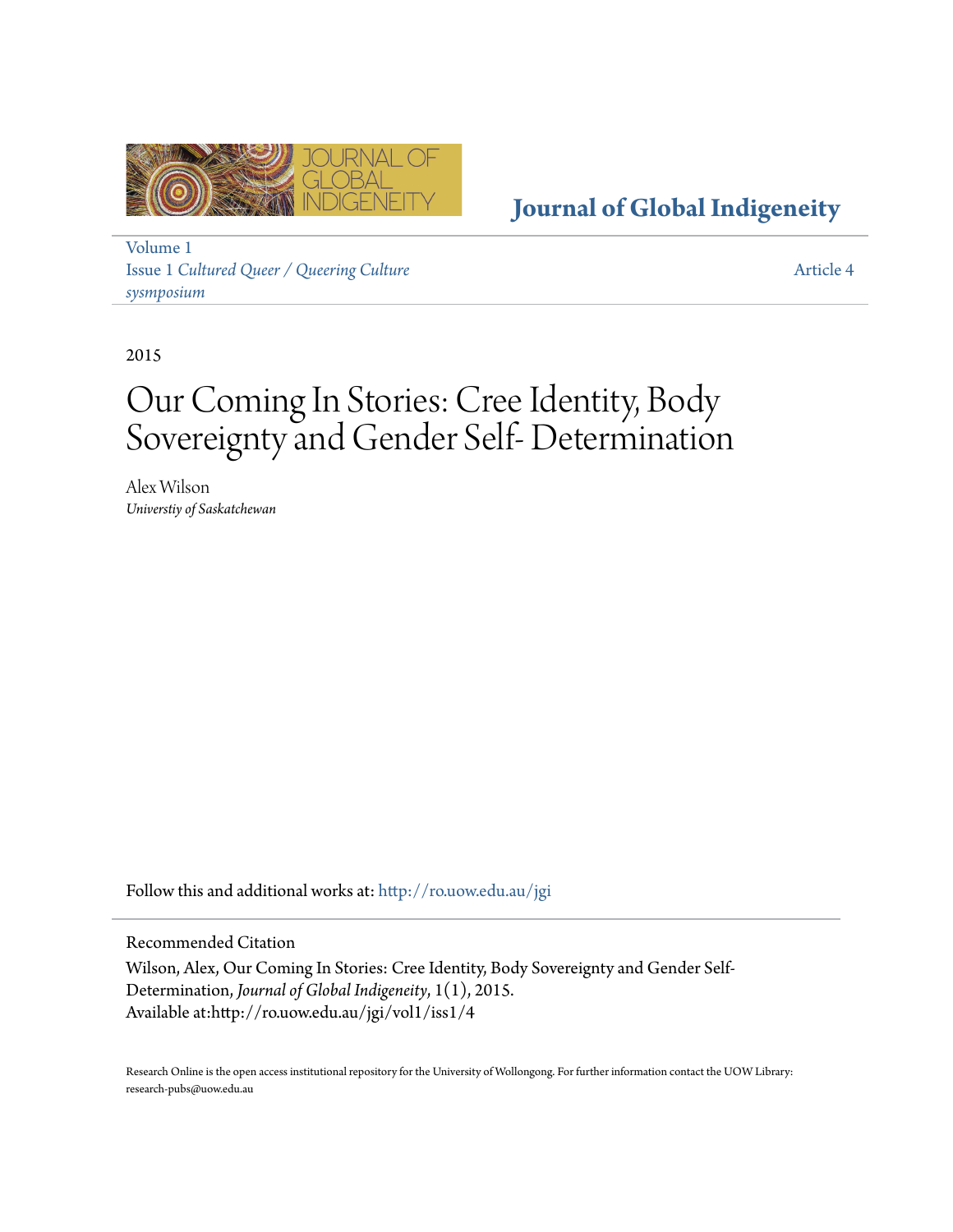Journal of Global Indigeneity

Volume 1
Issue 1 *Cultured Queer / Queering Culture sysmposium*

Article 4

2015

# Our Coming In Stories: Cree Identity, Body Sovereignty and Gender Self- Determination

Alex Wilson
*Universtiy of Saskatchewan*

Follow this and additional works at: http://ro.uow.edu.au/jgi

Recommended Citation
Wilson, Alex, Our Coming In Stories: Cree Identity, Body Sovereignty and Gender Self-Determination, *Journal of Global Indigeneity*, 1(1), 2015.
Available at:http://ro.uow.edu.au/jgi/vol1/iss1/4

Research Online is the open access institutional repository for the University of Wollongong. For further information contact the UOW Library: research-pubs@uow.edu.au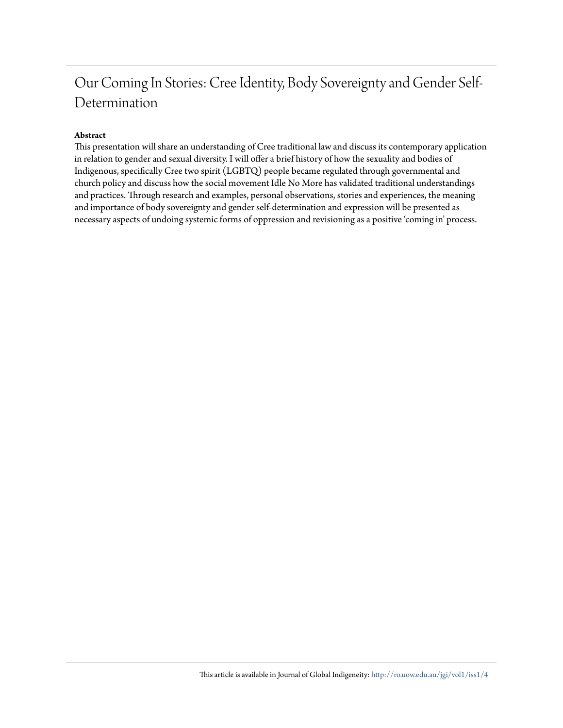# Our Coming In Stories: Cree Identity, Body Sovereignty and Gender Self-Determination

**Abstract**

This presentation will share an understanding of Cree traditional law and discuss its contemporary application in relation to gender and sexual diversity. I will offer a brief history of how the sexuality and bodies of Indigenous, specifically Cree two spirit (LGBTQ) people became regulated through governmental and church policy and discuss how the social movement Idle No More has validated traditional understandings and practices. Through research and examples, personal observations, stories and experiences, the meaning and importance of body sovereignty and gender self-determination and expression will be presented as necessary aspects of undoing systemic forms of oppression and revisioning as a positive 'coming in' process.

This article is available in Journal of Global Indigeneity: http://ro.uow.edu.au/jgi/vol1/iss1/4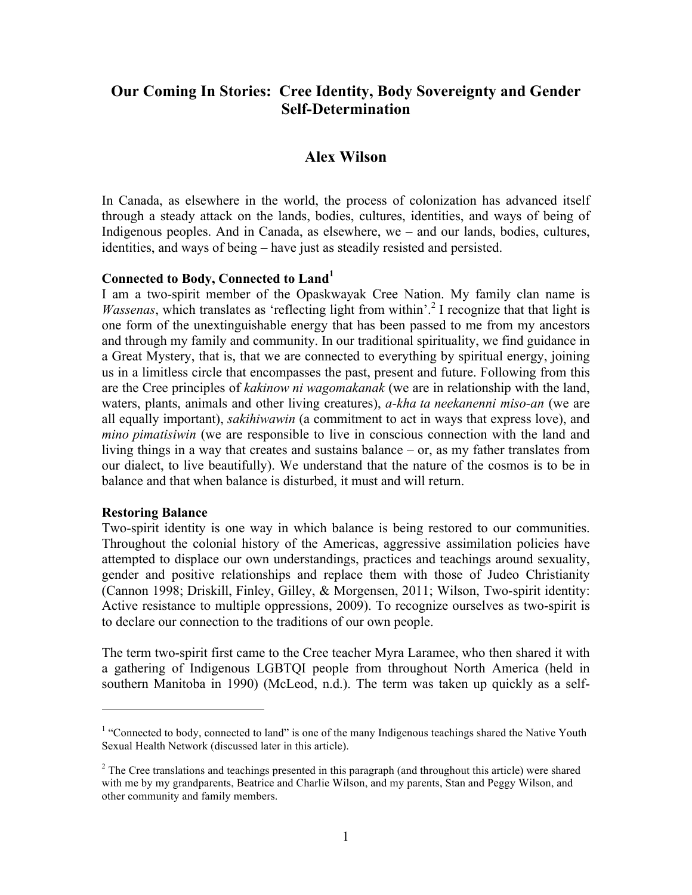# Our Coming In Stories: Cree Identity, Body Sovereignty and Gender Self-Determination

## Alex Wilson

In Canada, as elsewhere in the world, the process of colonization has advanced itself through a steady attack on the lands, bodies, cultures, identities, and ways of being of Indigenous peoples. And in Canada, as elsewhere, we – and our lands, bodies, cultures, identities, and ways of being – have just as steadily resisted and persisted.

**Connected to Body, Connected to Land[1]**

I am a two-spirit member of the Opaskwayak Cree Nation. My family clan name is *Wassenas*, which translates as 'reflecting light from within'.[2] I recognize that that light is one form of the unextinguishable energy that has been passed to me from my ancestors and through my family and community. In our traditional spirituality, we find guidance in a Great Mystery, that is, that we are connected to everything by spiritual energy, joining us in a limitless circle that encompasses the past, present and future. Following from this are the Cree principles of *kakinow ni wagomakanak* (we are in relationship with the land, waters, plants, animals and other living creatures), *a-kha ta neekanenni miso-an* (we are all equally important), *sakihiwawin* (a commitment to act in ways that express love), and *mino pimatisiwin* (we are responsible to live in conscious connection with the land and living things in a way that creates and sustains balance – or, as my father translates from our dialect, to live beautifully). We understand that the nature of the cosmos is to be in balance and that when balance is disturbed, it must and will return.

**Restoring Balance**

Two-spirit identity is one way in which balance is being restored to our communities. Throughout the colonial history of the Americas, aggressive assimilation policies have attempted to displace our own understandings, practices and teachings around sexuality, gender and positive relationships and replace them with those of Judeo Christianity (Cannon 1998; Driskill, Finley, Gilley, & Morgensen, 2011; Wilson, Two-spirit identity: Active resistance to multiple oppressions, 2009). To recognize ourselves as two-spirit is to declare our connection to the traditions of our own people.

The term two-spirit first came to the Cree teacher Myra Laramee, who then shared it with a gathering of Indigenous LGBTQI people from throughout North America (held in southern Manitoba in 1990) (McLeod, n.d.). The term was taken up quickly as a self-

---

[1] "Connected to body, connected to land" is one of the many Indigenous teachings shared the Native Youth Sexual Health Network (discussed later in this article).

[2] The Cree translations and teachings presented in this paragraph (and throughout this article) were shared with me by my grandparents, Beatrice and Charlie Wilson, and my parents, Stan and Peggy Wilson, and other community and family members.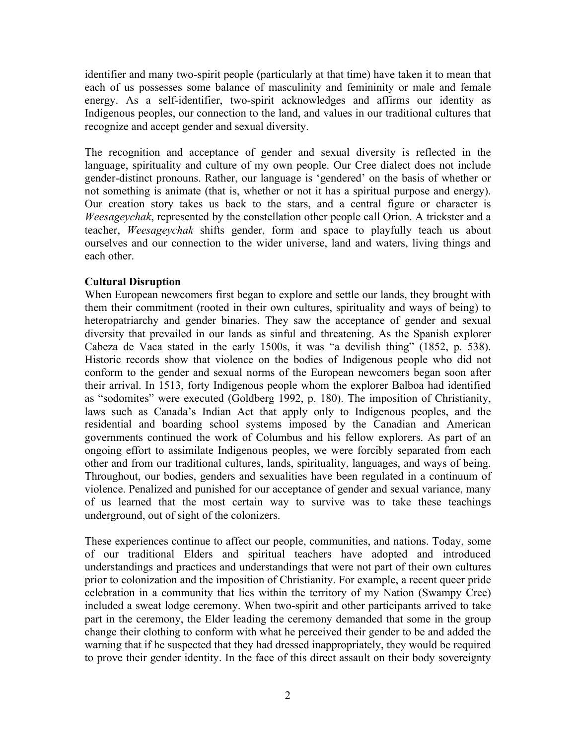identifier and many two-spirit people (particularly at that time) have taken it to mean that each of us possesses some balance of masculinity and femininity or male and female energy. As a self-identifier, two-spirit acknowledges and affirms our identity as Indigenous peoples, our connection to the land, and values in our traditional cultures that recognize and accept gender and sexual diversity.

The recognition and acceptance of gender and sexual diversity is reflected in the language, spirituality and culture of my own people. Our Cree dialect does not include gender-distinct pronouns. Rather, our language is 'gendered' on the basis of whether or not something is animate (that is, whether or not it has a spiritual purpose and energy). Our creation story takes us back to the stars, and a central figure or character is *Weesageychak*, represented by the constellation other people call Orion. A trickster and a teacher, *Weesageychak* shifts gender, form and space to playfully teach us about ourselves and our connection to the wider universe, land and waters, living things and each other.

**Cultural Disruption**

When European newcomers first began to explore and settle our lands, they brought with them their commitment (rooted in their own cultures, spirituality and ways of being) to heteropatriarchy and gender binaries. They saw the acceptance of gender and sexual diversity that prevailed in our lands as sinful and threatening. As the Spanish explorer Cabeza de Vaca stated in the early 1500s, it was "a devilish thing" (1852, p. 538). Historic records show that violence on the bodies of Indigenous people who did not conform to the gender and sexual norms of the European newcomers began soon after their arrival. In 1513, forty Indigenous people whom the explorer Balboa had identified as "sodomites" were executed (Goldberg 1992, p. 180). The imposition of Christianity, laws such as Canada's Indian Act that apply only to Indigenous peoples, and the residential and boarding school systems imposed by the Canadian and American governments continued the work of Columbus and his fellow explorers. As part of an ongoing effort to assimilate Indigenous peoples, we were forcibly separated from each other and from our traditional cultures, lands, spirituality, languages, and ways of being. Throughout, our bodies, genders and sexualities have been regulated in a continuum of violence. Penalized and punished for our acceptance of gender and sexual variance, many of us learned that the most certain way to survive was to take these teachings underground, out of sight of the colonizers.

These experiences continue to affect our people, communities, and nations. Today, some of our traditional Elders and spiritual teachers have adopted and introduced understandings and practices and understandings that were not part of their own cultures prior to colonization and the imposition of Christianity. For example, a recent queer pride celebration in a community that lies within the territory of my Nation (Swampy Cree) included a sweat lodge ceremony. When two-spirit and other participants arrived to take part in the ceremony, the Elder leading the ceremony demanded that some in the group change their clothing to conform with what he perceived their gender to be and added the warning that if he suspected that they had dressed inappropriately, they would be required to prove their gender identity. In the face of this direct assault on their body sovereignty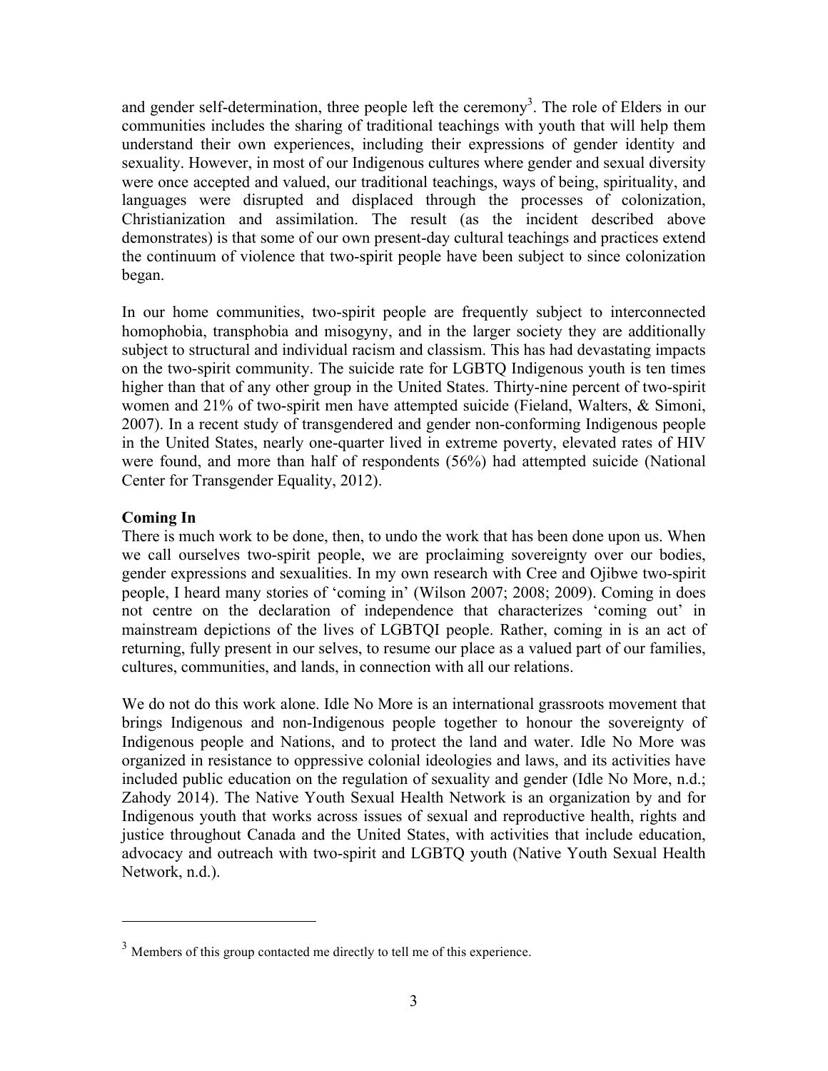and gender self-determination, three people left the ceremony[3]. The role of Elders in our communities includes the sharing of traditional teachings with youth that will help them understand their own experiences, including their expressions of gender identity and sexuality. However, in most of our Indigenous cultures where gender and sexual diversity were once accepted and valued, our traditional teachings, ways of being, spirituality, and languages were disrupted and displaced through the processes of colonization, Christianization and assimilation. The result (as the incident described above demonstrates) is that some of our own present-day cultural teachings and practices extend the continuum of violence that two-spirit people have been subject to since colonization began.

In our home communities, two-spirit people are frequently subject to interconnected homophobia, transphobia and misogyny, and in the larger society they are additionally subject to structural and individual racism and classism. This has had devastating impacts on the two-spirit community. The suicide rate for LGBTQ Indigenous youth is ten times higher than that of any other group in the United States. Thirty-nine percent of two-spirit women and 21% of two-spirit men have attempted suicide (Fieland, Walters, & Simoni, 2007). In a recent study of transgendered and gender non-conforming Indigenous people in the United States, nearly one-quarter lived in extreme poverty, elevated rates of HIV were found, and more than half of respondents (56%) had attempted suicide (National Center for Transgender Equality, 2012).

**Coming In**

There is much work to be done, then, to undo the work that has been done upon us. When we call ourselves two-spirit people, we are proclaiming sovereignty over our bodies, gender expressions and sexualities. In my own research with Cree and Ojibwe two-spirit people, I heard many stories of 'coming in' (Wilson 2007; 2008; 2009). Coming in does not centre on the declaration of independence that characterizes 'coming out' in mainstream depictions of the lives of LGBTQI people. Rather, coming in is an act of returning, fully present in our selves, to resume our place as a valued part of our families, cultures, communities, and lands, in connection with all our relations.

We do not do this work alone. Idle No More is an international grassroots movement that brings Indigenous and non-Indigenous people together to honour the sovereignty of Indigenous people and Nations, and to protect the land and water. Idle No More was organized in resistance to oppressive colonial ideologies and laws, and its activities have included public education on the regulation of sexuality and gender (Idle No More, n.d.; Zahody 2014). The Native Youth Sexual Health Network is an organization by and for Indigenous youth that works across issues of sexual and reproductive health, rights and justice throughout Canada and the United States, with activities that include education, advocacy and outreach with two-spirit and LGBTQ youth (Native Youth Sexual Health Network, n.d.).

---

[3] Members of this group contacted me directly to tell me of this experience.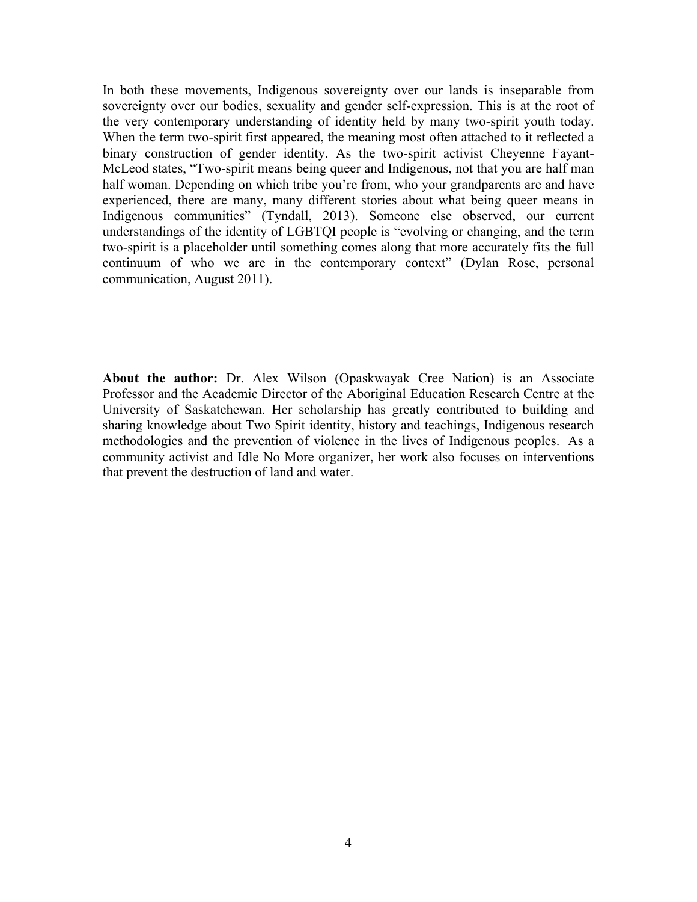In both these movements, Indigenous sovereignty over our lands is inseparable from sovereignty over our bodies, sexuality and gender self-expression. This is at the root of the very contemporary understanding of identity held by many two-spirit youth today. When the term two-spirit first appeared, the meaning most often attached to it reflected a binary construction of gender identity. As the two-spirit activist Cheyenne Fayant-McLeod states, "Two-spirit means being queer and Indigenous, not that you are half man half woman. Depending on which tribe you're from, who your grandparents are and have experienced, there are many, many different stories about what being queer means in Indigenous communities" (Tyndall, 2013). Someone else observed, our current understandings of the identity of LGBTQI people is "evolving or changing, and the term two-spirit is a placeholder until something comes along that more accurately fits the full continuum of who we are in the contemporary context" (Dylan Rose, personal communication, August 2011).

**About the author:** Dr. Alex Wilson (Opaskwayak Cree Nation) is an Associate Professor and the Academic Director of the Aboriginal Education Research Centre at the University of Saskatchewan. Her scholarship has greatly contributed to building and sharing knowledge about Two Spirit identity, history and teachings, Indigenous research methodologies and the prevention of violence in the lives of Indigenous peoples. As a community activist and Idle No More organizer, her work also focuses on interventions that prevent the destruction of land and water.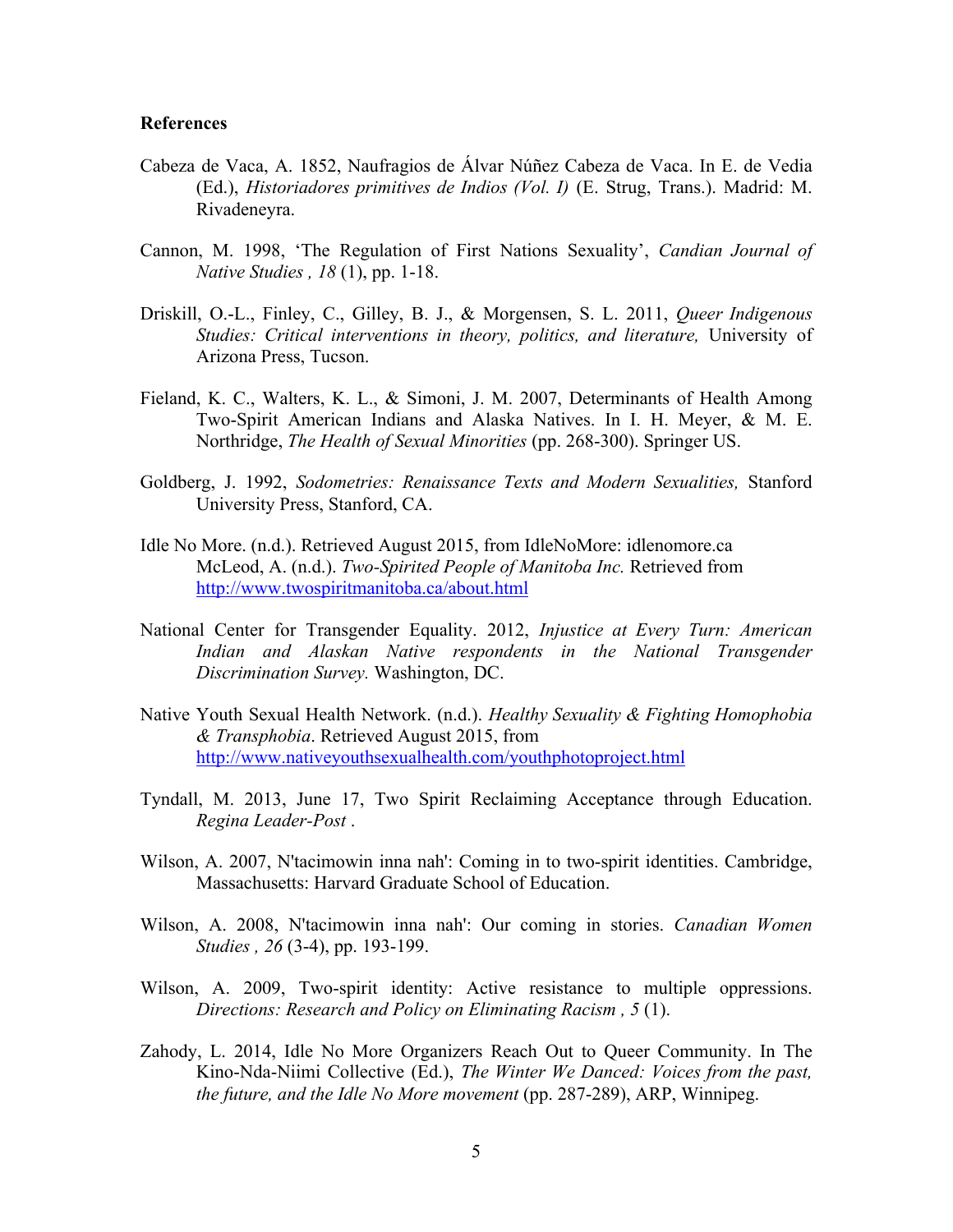**References**

Cabeza de Vaca, A. 1852, Naufragios de Álvar Núñez Cabeza de Vaca. In E. de Vedia (Ed.), *Historiadores primitives de Indios (Vol. I)* (E. Strug, Trans.). Madrid: M. Rivadeneyra.

Cannon, M. 1998, 'The Regulation of First Nations Sexuality', *Candian Journal of Native Studies , 18* (1), pp. 1-18.

Driskill, O.-L., Finley, C., Gilley, B. J., & Morgensen, S. L. 2011, *Queer Indigenous Studies: Critical interventions in theory, politics, and literature,* University of Arizona Press, Tucson.

Fieland, K. C., Walters, K. L., & Simoni, J. M. 2007, Determinants of Health Among Two-Spirit American Indians and Alaska Natives. In I. H. Meyer, & M. E. Northridge, *The Health of Sexual Minorities* (pp. 268-300). Springer US.

Goldberg, J. 1992, *Sodometries: Renaissance Texts and Modern Sexualities,* Stanford University Press, Stanford, CA.

Idle No More. (n.d.). Retrieved August 2015, from IdleNoMore: idlenomore.ca
McLeod, A. (n.d.). *Two-Spirited People of Manitoba Inc.* Retrieved from http://www.twospiritmanitoba.ca/about.html

National Center for Transgender Equality. 2012, *Injustice at Every Turn: American Indian and Alaskan Native respondents in the National Transgender Discrimination Survey.* Washington, DC.

Native Youth Sexual Health Network. (n.d.). *Healthy Sexuality & Fighting Homophobia & Transphobia*. Retrieved August 2015, from http://www.nativeyouthsexualhealth.com/youthphotoproject.html

Tyndall, M. 2013, June 17, Two Spirit Reclaiming Acceptance through Education. *Regina Leader-Post* .

Wilson, A. 2007, N'tacimowin inna nah': Coming in to two-spirit identities. Cambridge, Massachusetts: Harvard Graduate School of Education.

Wilson, A. 2008, N'tacimowin inna nah': Our coming in stories. *Canadian Women Studies , 26* (3-4), pp. 193-199.

Wilson, A. 2009, Two-spirit identity: Active resistance to multiple oppressions. *Directions: Research and Policy on Eliminating Racism , 5* (1).

Zahody, L. 2014, Idle No More Organizers Reach Out to Queer Community. In The Kino-Nda-Niimi Collective (Ed.), *The Winter We Danced: Voices from the past, the future, and the Idle No More movement* (pp. 287-289), ARP, Winnipeg.